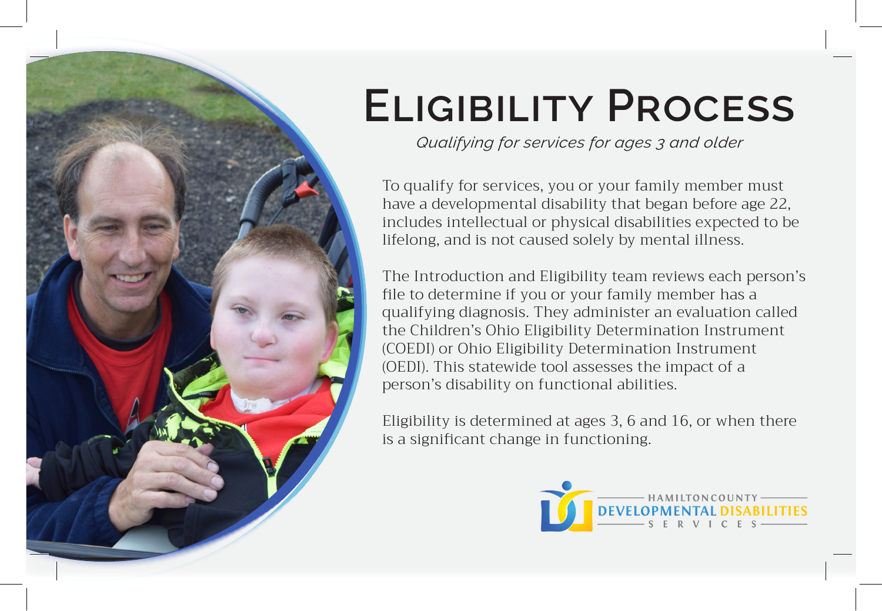# Eligibility Process

*Qualifying for services for ages 3 and older*

To qualify for services, you or your family member must have a developmental disability that began before age 22, includes intellectual or physical disabilities expected to be lifelong, and is not caused solely by mental illness.

The Introduction and Eligibility team reviews each person's file to determine if you or your family member has a qualifying diagnosis. They administer an evaluation called the Children's Ohio Eligibility Determination Instrument (COEDI) or Ohio Eligibility Determination Instrument (OEDI). This statewide tool assesses the impact of a person's disability on functional abilities.

Eligibility is determined at ages 3, 6 and 16, or when there is a significant change in functioning.

HAMILTON COUNTY DEVELOPMENTAL DISABILITIES SERVICES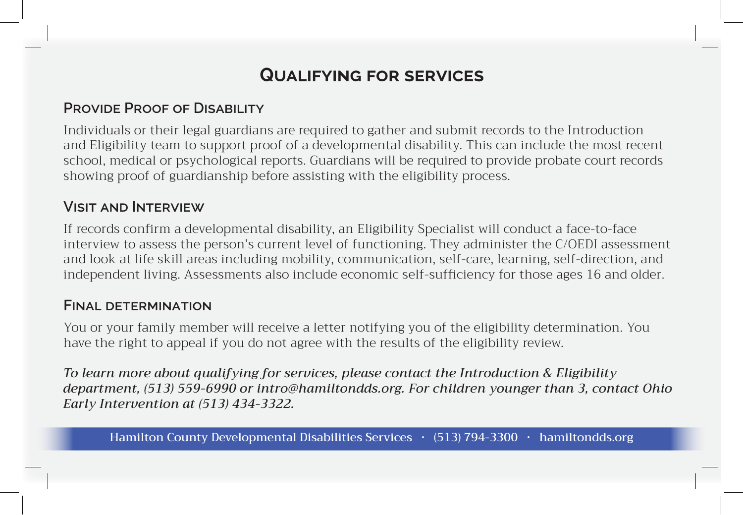# Qualifying for services

## Provide Proof of Disability

Individuals or their legal guardians are required to gather and submit records to the Introduction and Eligibility team to support proof of a developmental disability. This can include the most recent school, medical or psychological reports. Guardians will be required to provide probate court records showing proof of guardianship before assisting with the eligibility process.

## Visit and Interview

If records confirm a developmental disability, an Eligibility Specialist will conduct a face-to-face interview to assess the person's current level of functioning. They administer the C/OEDI assessment and look at life skill areas including mobility, communication, self-care, learning, self-direction, and independent living. Assessments also include economic self-sufficiency for those ages 16 and older.

## Final determination

You or your family member will receive a letter notifying you of the eligibility determination. You have the right to appeal if you do not agree with the results of the eligibility review.

*To learn more about qualifying for services, please contact the Introduction & Eligibility department, (513) 559-6990 or intro@hamiltondds.org. For children younger than 3, contact Ohio Early Intervention at (513) 434-3322.*

Hamilton County Developmental Disabilities Services • (513) 794-3300 • hamiltondds.org